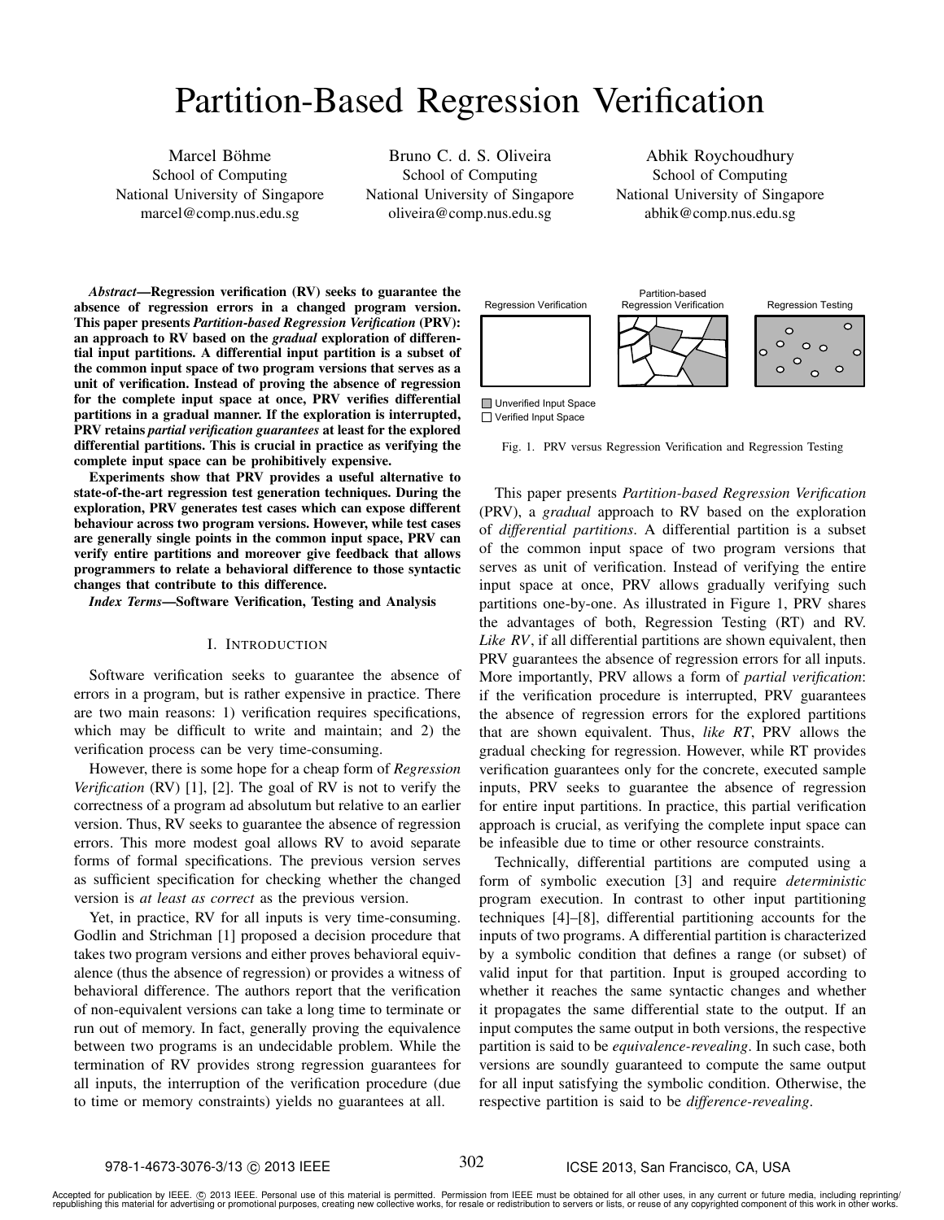# Partition-Based Regression Verification

Marcel Böhme
School of Computing
National University of Singapore
marcel@comp.nus.edu.sg

Bruno C. d. S. Oliveira
School of Computing
National University of Singapore
oliveira@comp.nus.edu.sg

Abhik Roychoudhury
School of Computing
National University of Singapore
abhik@comp.nus.edu.sg

***Abstract*—Regression verification (RV) seeks to guarantee the absence of regression errors in a changed program version. This paper presents *Partition-based Regression Verification* (PRV): an approach to RV based on the *gradual* exploration of differential input partitions. A differential input partition is a subset of the common input space of two program versions that serves as a unit of verification. Instead of proving the absence of regression for the complete input space at once, PRV verifies differential partitions in a gradual manner. If the exploration is interrupted, PRV retains *partial verification guarantees* at least for the explored differential partitions. This is crucial in practice as verifying the complete input space can be prohibitively expensive.**

**Experiments show that PRV provides a useful alternative to state-of-the-art regression test generation techniques. During the exploration, PRV generates test cases which can expose different behaviour across two program versions. However, while test cases are generally single points in the common input space, PRV can verify entire partitions and moreover give feedback that allows programmers to relate a behavioral difference to those syntactic changes that contribute to this difference.**

***Index Terms*—Software Verification, Testing and Analysis**

## I. Introduction

Software verification seeks to guarantee the absence of errors in a program, but is rather expensive in practice. There are two main reasons: 1) verification requires specifications, which may be difficult to write and maintain; and 2) the verification process can be very time-consuming.

However, there is some hope for a cheap form of *Regression Verification* (RV) [1], [2]. The goal of RV is not to verify the correctness of a program ad absolutum but relative to an earlier version. Thus, RV seeks to guarantee the absence of regression errors. This more modest goal allows RV to avoid separate forms of formal specifications. The previous version serves as sufficient specification for checking whether the changed version is *at least as correct* as the previous version.

Yet, in practice, RV for all inputs is very time-consuming. Godlin and Strichman [1] proposed a decision procedure that takes two program versions and either proves behavioral equivalence (thus the absence of regression) or provides a witness of behavioral difference. The authors report that the verification of non-equivalent versions can take a long time to terminate or run out of memory. In fact, generally proving the equivalence between two programs is an undecidable problem. While the termination of RV provides strong regression guarantees for all inputs, the interruption of the verification procedure (due to time or memory constraints) yields no guarantees at all.

Regression Verification | Partition-based Regression Verification | Regression Testing

Unverified Input Space
Verified Input Space

Fig. 1. PRV versus Regression Verification and Regression Testing

This paper presents *Partition-based Regression Verification* (PRV), a *gradual* approach to RV based on the exploration of *differential partitions*. A differential partition is a subset of the common input space of two program versions that serves as unit of verification. Instead of verifying the entire input space at once, PRV allows gradually verifying such partitions one-by-one. As illustrated in Figure 1, PRV shares the advantages of both, Regression Testing (RT) and RV. *Like RV*, if all differential partitions are shown equivalent, then PRV guarantees the absence of regression errors for all inputs. More importantly, PRV allows a form of *partial verification*: if the verification procedure is interrupted, PRV guarantees the absence of regression errors for the explored partitions that are shown equivalent. Thus, *like RT*, PRV allows the gradual checking for regression. However, while RT provides verification guarantees only for the concrete, executed sample inputs, PRV seeks to guarantee the absence of regression for entire input partitions. In practice, this partial verification approach is crucial, as verifying the complete input space can be infeasible due to time or other resource constraints.

Technically, differential partitions are computed using a form of symbolic execution [3] and require *deterministic* program execution. In contrast to other input partitioning techniques [4]–[8], differential partitioning accounts for the inputs of two programs. A differential partition is characterized by a symbolic condition that defines a range (or subset) of valid input for that partition. Input is grouped according to whether it reaches the same syntactic changes and whether it propagates the same differential state to the output. If an input computes the same output in both versions, the respective partition is said to be *equivalence-revealing*. In such case, both versions are soundly guaranteed to compute the same output for all input satisfying the symbolic condition. Otherwise, the respective partition is said to be *difference-revealing*.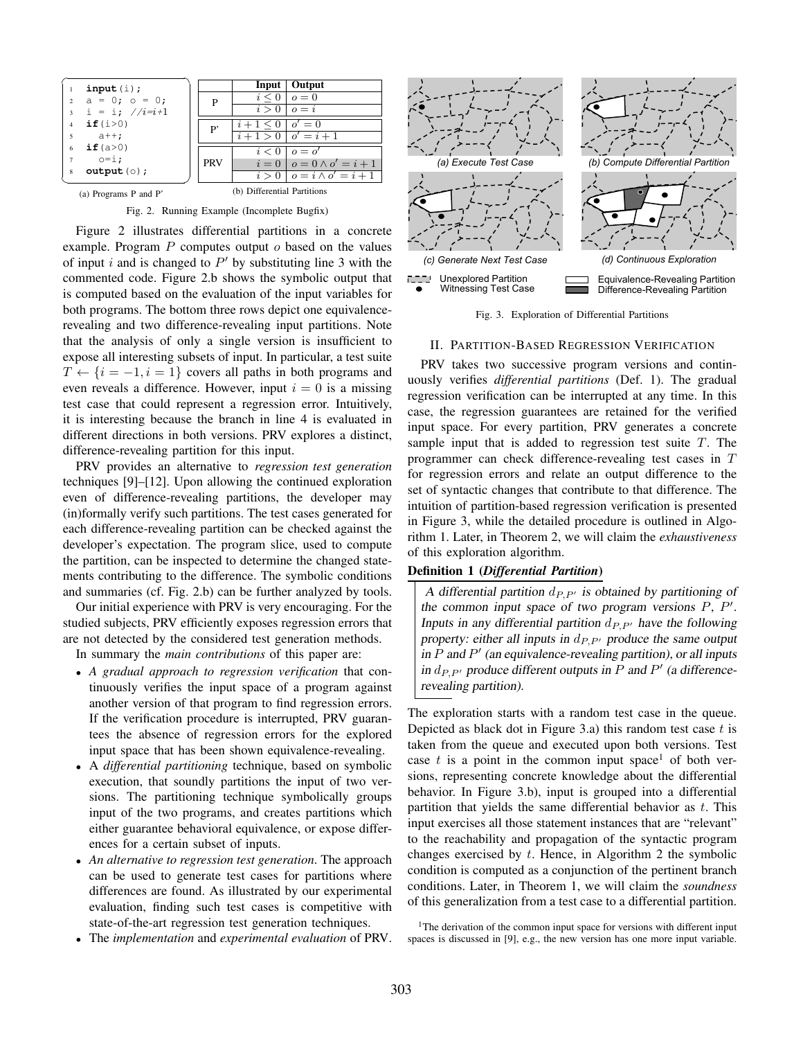```
1  input(i);
2  a = 0; o = 0;
3  i = i; //i=i+1
4  if(i>0)
5    a++;
6  if(a>0)
7    o=i;
8  output(o);
```

(a) Programs P and P'

| | Input | Output |
|---|---|---|
| P | $i \leq 0$ | $o = 0$ |
| | $i > 0$ | $o = i$ |
| P' | $i+1 \leq 0$ | $o' = 0$ |
| | $i+1 > 0$ | $o' = i+1$ |
| PRV | $i < 0$ | $o = o'$ |
| | $i = 0$ | $o = 0 \wedge o' = i+1$ |
| | $i > 0$ | $o = i \wedge o' = i+1$ |

(b) Differential Partitions

Fig. 2. Running Example (Incomplete Bugfix)

Figure 2 illustrates differential partitions in a concrete example. Program $P$ computes output $o$ based on the values of input $i$ and is changed to $P'$ by substituting line 3 with the commented code. Figure 2.b shows the symbolic output that is computed based on the evaluation of the input variables for both programs. The bottom three rows depict one equivalence-revealing and two difference-revealing input partitions. Note that the analysis of only a single version is insufficient to expose all interesting subsets of input. In particular, a test suite $T \leftarrow \{i = -1, i = 1\}$ covers all paths in both programs and even reveals a difference. However, input $i = 0$ is a missing test case that could represent a regression error. Intuitively, it is interesting because the branch in line 4 is evaluated in different directions in both versions. PRV explores a distinct, difference-revealing partition for this input.

PRV provides an alternative to *regression test generation* techniques [9]–[12]. Upon allowing the continued exploration even of difference-revealing partitions, the developer may (in)formally verify such partitions. The test cases generated for each difference-revealing partition can be checked against the developer's expectation. The program slice, used to compute the partition, can be inspected to determine the changed statements contributing to the difference. The symbolic conditions and summaries (cf. Fig. 2.b) can be further analyzed by tools.

Our initial experience with PRV is very encouraging. For the studied subjects, PRV efficiently exposes regression errors that are not detected by the considered test generation methods.

In summary the *main contributions* of this paper are:

- *A gradual approach to regression verification* that continuously verifies the input space of a program against another version of that program to find regression errors. If the verification procedure is interrupted, PRV guarantees the absence of regression errors for the explored input space that has been shown equivalence-revealing.
- A *differential partitioning* technique, based on symbolic execution, that soundly partitions the input of two versions. The partitioning technique symbolically groups input of the two programs, and creates partitions which either guarantee behavioral equivalence, or expose differences for a certain subset of inputs.
- *An alternative to regression test generation*. The approach can be used to generate test cases for partitions where differences are found. As illustrated by our experimental evaluation, finding such test cases is competitive with state-of-the-art regression test generation techniques.
- The *implementation* and *experimental evaluation* of PRV.

(a) Execute Test Case — (b) Compute Differential Partition — (c) Generate Next Test Case — (d) Continuous Exploration

Legend: Unexplored Partition; Witnessing Test Case; Equivalence-Revealing Partition; Difference-Revealing Partition

Fig. 3. Exploration of Differential Partitions

## II. Partition-Based Regression Verification

PRV takes two successive program versions and continuously verifies *differential partitions* (Def. 1). The gradual regression verification can be interrupted at any time. In this case, the regression guarantees are retained for the verified input space. For every partition, PRV generates a concrete sample input that is added to regression test suite $T$. The programmer can check difference-revealing test cases in $T$ for regression errors and relate an output difference to the set of syntactic changes that contribute to that difference. The intuition of partition-based regression verification is presented in Figure 3, while the detailed procedure is outlined in Algorithm 1. Later, in Theorem 2, we will claim the *exhaustiveness* of this exploration algorithm.

**Definition 1 (*Differential Partition*)**

> A differential partition $d_{P,P'}$ is obtained by partitioning of the common input space of two program versions $P$, $P'$. Inputs in any differential partition $d_{P,P'}$ have the following property: either all inputs in $d_{P,P'}$ produce the same output in $P$ and $P'$ (an equivalence-revealing partition), or all inputs in $d_{P,P'}$ produce different outputs in $P$ and $P'$ (a difference-revealing partition).

The exploration starts with a random test case in the queue. Depicted as black dot in Figure 3.a) this random test case $t$ is taken from the queue and executed upon both versions. Test case $t$ is a point in the common input space[1] of both versions, representing concrete knowledge about the differential behavior. In Figure 3.b), input is grouped into a differential partition that yields the same differential behavior as $t$. This input exercises all those statement instances that are "relevant" to the reachability and propagation of the syntactic program changes exercised by $t$. Hence, in Algorithm 2 the symbolic condition is computed as a conjunction of the pertinent branch conditions. Later, in Theorem 1, we will claim the *soundness* of this generalization from a test case to a differential partition.

[1] The derivation of the common input space for versions with different input spaces is discussed in [9], e.g., the new version has one more input variable.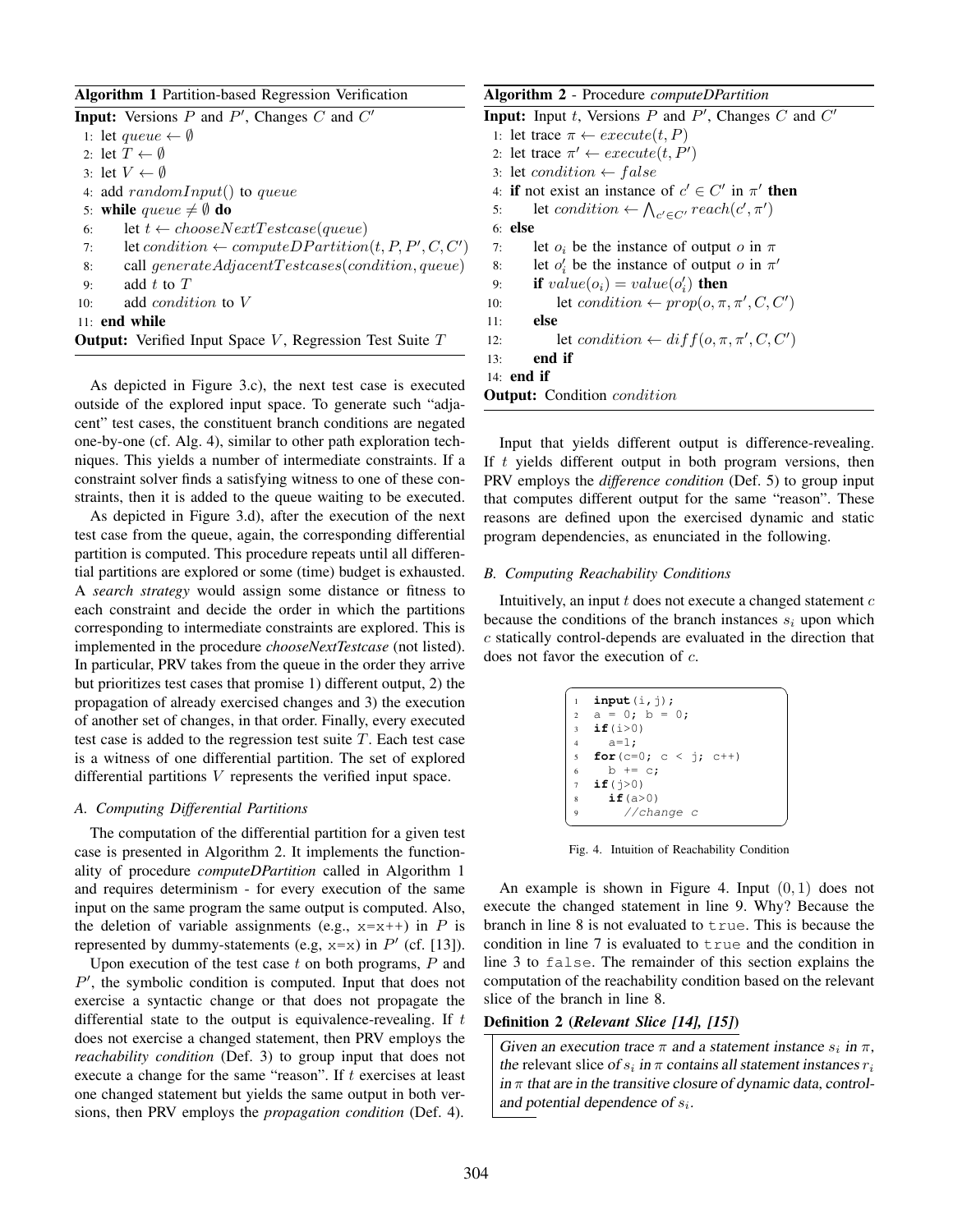**Algorithm 1** Partition-based Regression Verification

**Input:** Versions $P$ and $P'$, Changes $C$ and $C'$

1: let $queue \leftarrow \emptyset$
2: let $T \leftarrow \emptyset$
3: let $V \leftarrow \emptyset$
4: add $randomInput()$ to $queue$
5: **while** $queue \neq \emptyset$ **do**
6: let $t \leftarrow chooseNextTestcase(queue)$
7: let $condition \leftarrow computeDPartition(t, P, P', C, C')$
8: call $generateAdjacentTestcases(condition, queue)$
9: add $t$ to $T$
10: add $condition$ to $V$
11: **end while**

**Output:** Verified Input Space $V$, Regression Test Suite $T$

As depicted in Figure 3.c), the next test case is executed outside of the explored input space. To generate such "adjacent" test cases, the constituent branch conditions are negated one-by-one (cf. Alg. 4), similar to other path exploration techniques. This yields a number of intermediate constraints. If a constraint solver finds a satisfying witness to one of these constraints, then it is added to the queue waiting to be executed.

As depicted in Figure 3.d), after the execution of the next test case from the queue, again, the corresponding differential partition is computed. This procedure repeats until all differential partitions are explored or some (time) budget is exhausted. A *search strategy* would assign some distance or fitness to each constraint and decide the order in which the partitions corresponding to intermediate constraints are explored. This is implemented in the procedure *chooseNextTestcase* (not listed). In particular, PRV takes from the queue in the order they arrive but prioritizes test cases that promise 1) different output, 2) the propagation of already exercised changes and 3) the execution of another set of changes, in that order. Finally, every executed test case is added to the regression test suite $T$. Each test case is a witness of one differential partition. The set of explored differential partitions $V$ represents the verified input space.

### A. Computing Differential Partitions

The computation of the differential partition for a given test case is presented in Algorithm 2. It implements the functionality of procedure *computeDPartition* called in Algorithm 1 and requires determinism - for every execution of the same input on the same program the same output is computed. Also, the deletion of variable assignments (e.g., `x=x++`) in $P$ is represented by dummy-statements (e.g, `x=x`) in $P'$ (cf. [13]).

Upon execution of the test case $t$ on both programs, $P$ and $P'$, the symbolic condition is computed. Input that does not exercise a syntactic change or that does not propagate the differential state to the output is equivalence-revealing. If $t$ does not exercise a changed statement, then PRV employs the *reachability condition* (Def. 3) to group input that does not execute a change for the same "reason". If $t$ exercises at least one changed statement but yields the same output in both versions, then PRV employs the *propagation condition* (Def. 4).

**Algorithm 2** - Procedure *computeDPartition*

**Input:** Input $t$, Versions $P$ and $P'$, Changes $C$ and $C'$

1: let trace $\pi \leftarrow execute(t, P)$
2: let trace $\pi' \leftarrow execute(t, P')$
3: let $condition \leftarrow false$
4: **if** not exist an instance of $c' \in C'$ in $\pi'$ **then**
5: let $condition \leftarrow \bigwedge_{c' \in C'} reach(c', \pi')$
6: **else**
7: let $o_i$ be the instance of output $o$ in $\pi$
8: let $o'_i$ be the instance of output $o$ in $\pi'$
9: **if** $value(o_i) = value(o'_i)$ **then**
10: let $condition \leftarrow prop(o, \pi, \pi', C, C')$
11: **else**
12: let $condition \leftarrow diff(o, \pi, \pi', C, C')$
13: **end if**
14: **end if**

**Output:** Condition $condition$

Input that yields different output is difference-revealing. If $t$ yields different output in both program versions, then PRV employs the *difference condition* (Def. 5) to group input that computes different output for the same "reason". These reasons are defined upon the exercised dynamic and static program dependencies, as enunciated in the following.

### B. Computing Reachability Conditions

Intuitively, an input $t$ does not execute a changed statement $c$ because the conditions of the branch instances $s_i$ upon which $c$ statically control-depends are evaluated in the direction that does not favor the execution of $c$.

```
1  input(i,j);
2  a = 0; b = 0;
3  if(i>0)
4    a=1;
5  for(c=0; c < j; c++)
6    b += c;
7  if(j>0)
8    if(a>0)
9      //change c
```

Fig. 4. Intuition of Reachability Condition

An example is shown in Figure 4. Input $(0, 1)$ does not execute the changed statement in line 9. Why? Because the branch in line 8 is not evaluated to `true`. This is because the condition in line 7 is evaluated to `true` and the condition in line 3 to `false`. The remainder of this section explains the computation of the reachability condition based on the relevant slice of the branch in line 8.

**Definition 2 (*Relevant Slice [14], [15]*)**

*Given an execution trace $\pi$ and a statement instance $s_i$ in $\pi$, the relevant slice of $s_i$ in $\pi$ contains all statement instances $r_i$ in $\pi$ that are in the transitive closure of dynamic data, control- and potential dependence of $s_i$.*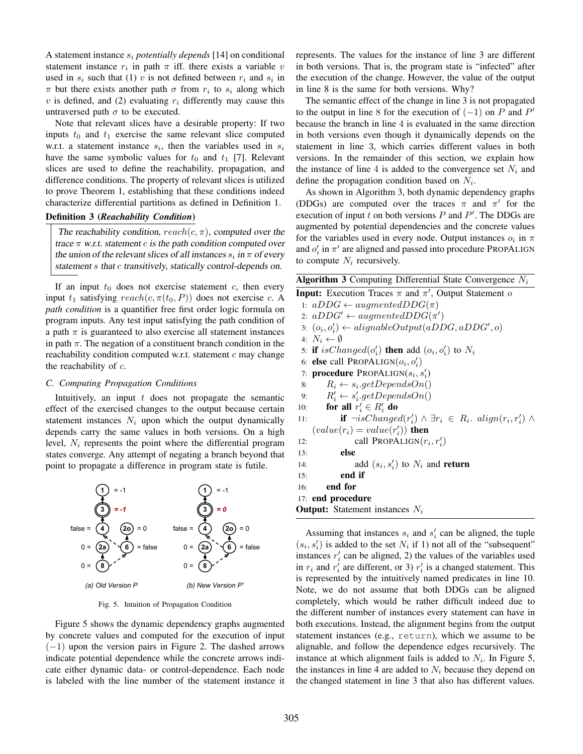A statement instance $s_i$ *potentially depends* [14] on conditional statement instance $r_i$ in path $\pi$ iff. there exists a variable $v$ used in $s_i$ such that (1) $v$ is not defined between $r_i$ and $s_i$ in $\pi$ but there exists another path $\sigma$ from $r_i$ to $s_i$ along which $v$ is defined, and (2) evaluating $r_i$ differently may cause this untraversed path $\sigma$ to be executed.

Note that relevant slices have a desirable property: If two inputs $t_0$ and $t_1$ exercise the same relevant slice computed w.r.t. a statement instance $s_i$, then the variables used in $s_i$ have the same symbolic values for $t_0$ and $t_1$ [7]. Relevant slices are used to define the reachability, propagation, and difference conditions. The property of relevant slices is utilized to prove Theorem 1, establishing that these conditions indeed characterize differential partitions as defined in Definition 1.

**Definition 3 (*Reachability Condition*)**

> *The reachability condition, $reach(c, \pi)$, computed over the trace $\pi$ w.r.t. statement $c$ is the path condition computed over the union of the relevant slices of all instances $s_i$ in $\pi$ of every statement $s$ that $c$ transitively, statically control-depends on.*

If an input $t_0$ does not exercise statement $c$, then every input $t_1$ satisfying $reach(c, \pi(t_0, P))$ does not exercise $c$. A *path condition* is a quantifier free first order logic formula on program inputs. Any test input satisfying the path condition of a path $\pi$ is guaranteed to also exercise all statement instances in path $\pi$. The negation of a constituent branch condition in the reachability condition computed w.r.t. statement $c$ may change the reachability of $c$.

### C. Computing Propagation Conditions

Intuitively, an input $t$ does not propagate the semantic effect of the exercised changes to the output because certain statement instances $N_i$ upon which the output dynamically depends carry the same values in both versions. On a high level, $N_i$ represents the point where the differential program states converge. Any attempt of negating a branch beyond that point to propagate a difference in program state is futile.

Fig. 5. Intuition of Propagation Condition

Figure 5 shows the dynamic dependency graphs augmented by concrete values and computed for the execution of input $(-1)$ upon the version pairs in Figure 2. The dashed arrows indicate potential dependence while the concrete arrows indicate either dynamic data- or control-dependence. Each node is labeled with the line number of the statement instance it represents. The values for the instance of line 3 are different in both versions. That is, the program state is "infected" after the execution of the change. However, the value of the output in line 8 is the same for both versions. Why?

The semantic effect of the change in line 3 is not propagated to the output in line 8 for the execution of $(-1)$ on $P$ and $P'$ because the branch in line 4 is evaluated in the same direction in both versions even though it dynamically depends on the statement in line 3, which carries different values in both versions. In the remainder of this section, we explain how the instance of line 4 is added to the convergence set $N_i$ and define the propagation condition based on $N_i$.

As shown in Algorithm 3, both dynamic dependency graphs (DDGs) are computed over the traces $\pi$ and $\pi'$ for the execution of input $t$ on both versions $P$ and $P'$. The DDGs are augmented by potential dependencies and the concrete values for the variables used in every node. Output instances $o_i$ in $\pi$ and $o'_i$ in $\pi'$ are aligned and passed into procedure PROPALIGN to compute $N_i$ recursively.

**Algorithm 3** Computing Differential State Convergence $N_i$

**Input:** Execution Traces $\pi$ and $\pi'$, Output Statement $o$

```
1:  aDDG ← augmentedDDG(π)
2:  aDDG' ← augmentedDDG(π')
3:  (o_i, o'_i) ← alignableOutput(aDDG, aDDG', o)
4:  N_i ← ∅
5:  if isChanged(o'_i) then add (o_i, o'_i) to N_i
6:  else call PROPALIGN(o_i, o'_i)
7:  procedure PROPALIGN(s_i, s'_i)
8:      R_i ← s_i.getDependsOn()
9:      R'_i ← s'_i.getDependsOn()
10:     for all r'_i ∈ R'_i do
11:         if ¬isChanged(r'_i) ∧ ∃r_i ∈ R_i. align(r_i, r'_i) ∧
            (value(r_i) = value(r'_i)) then
12:             call PROPALIGN(r_i, r'_i)
13:         else
14:             add (s_i, s'_i) to N_i and return
15:         end if
16:     end for
17: end procedure
```

**Output:** Statement instances $N_i$

Assuming that instances $s_i$ and $s'_i$ can be aligned, the tuple $(s_i, s'_i)$ is added to the set $N_i$ if 1) not all of the "subsequent" instances $r'_i$ can be aligned, 2) the values of the variables used in $r_i$ and $r'_i$ are different, or 3) $r'_i$ is a changed statement. This is represented by the intuitively named predicates in line 10. Note, we do not assume that both DDGs can be aligned completely, which would be rather difficult indeed due to the different number of instances every statement can have in both executions. Instead, the alignment begins from the output statement instances (e.g., `return`), which we assume to be alignable, and follow the dependence edges recursively. The instance at which alignment fails is added to $N_i$. In Figure 5, the instances in line 4 are added to $N_i$ because they depend on the changed statement in line 3 that also has different values.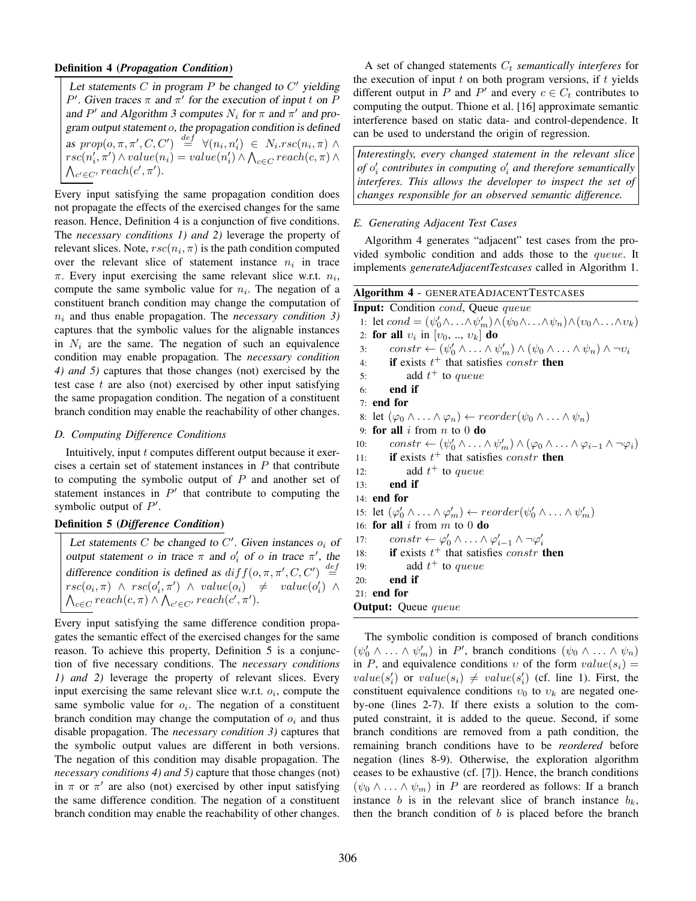**Definition 4 (*Propagation Condition*)**

> Let statements $C$ in program $P$ be changed to $C'$ yielding $P'$. Given traces $\pi$ and $\pi'$ for the execution of input $t$ on $P$ and $P'$ and Algorithm 3 computes $N_i$ for $\pi$ and $\pi'$ and program output statement $o$, the propagation condition is defined as $prop(o, \pi, \pi', C, C') \stackrel{def}{=} \forall (n_i, n_i') \in N_i.rsc(n_i, \pi) \wedge rsc(n_i', \pi') \wedge value(n_i) = value(n_i') \wedge \bigwedge_{c \in C} reach(c, \pi) \wedge \bigwedge_{c' \in C'} reach(c', \pi')$.

Every input satisfying the same propagation condition does not propagate the effects of the exercised changes for the same reason. Hence, Definition 4 is a conjunction of five conditions. The *necessary conditions 1) and 2)* leverage the property of relevant slices. Note, $rsc(n_i, \pi)$ is the path condition computed over the relevant slice of statement instance $n_i$ in trace $\pi$. Every input exercising the same relevant slice w.r.t. $n_i$, compute the same symbolic value for $n_i$. The negation of a constituent branch condition may change the computation of $n_i$ and thus enable propagation. The *necessary condition 3)* captures that the symbolic values for the alignable instances in $N_i$ are the same. The negation of such an equivalence condition may enable propagation. The *necessary condition 4) and 5)* captures that those changes (not) exercised by the test case $t$ are also (not) exercised by other input satisfying the same propagation condition. The negation of a constituent branch condition may enable the reachability of other changes.

### D. Computing Difference Conditions

Intuitively, input $t$ computes different output because it exercises a certain set of statement instances in $P$ that contribute to computing the symbolic output of $P$ and another set of statement instances in $P'$ that contribute to computing the symbolic output of $P'$.

**Definition 5 (*Difference Condition*)**

> Let statements $C$ be changed to $C'$. Given instances $o_i$ of output statement $o$ in trace $\pi$ and $o_i'$ of $o$ in trace $\pi'$, the difference condition is defined as $diff(o, \pi, \pi', C, C') \stackrel{def}{=} rsc(o_i, \pi) \wedge rsc(o_i', \pi') \wedge value(o_i) \neq value(o_i') \wedge \bigwedge_{c \in C} reach(c, \pi) \wedge \bigwedge_{c' \in C'} reach(c', \pi')$.

Every input satisfying the same difference condition propagates the semantic effect of the exercised changes for the same reason. To achieve this property, Definition 5 is a conjunction of five necessary conditions. The *necessary conditions 1) and 2)* leverage the property of relevant slices. Every input exercising the same relevant slice w.r.t. $o_i$, compute the same symbolic value for $o_i$. The negation of a constituent branch condition may change the computation of $o_i$ and thus disable propagation. The *necessary condition 3)* captures that the symbolic output values are different in both versions. The negation of this condition may disable propagation. The *necessary conditions 4) and 5)* capture that those changes (not) in $\pi$ or $\pi'$ are also (not) exercised by other input satisfying the same difference condition. The negation of a constituent branch condition may enable the reachability of other changes.

A set of changed statements $C_t$ *semantically interferes* for the execution of input $t$ on both program versions, if $t$ yields different output in $P$ and $P'$ and every $c \in C_t$ contributes to computing the output. Thione et al. [16] approximate semantic interference based on static data- and control-dependence. It can be used to understand the origin of regression.

> *Interestingly, every changed statement in the relevant slice of $o_i'$ contributes in computing $o_i'$ and therefore semantically interferes. This allows the developer to inspect the set of changes responsible for an observed semantic difference.*

### E. Generating Adjacent Test Cases

Algorithm 4 generates "adjacent" test cases from the provided symbolic condition and adds those to the *queue*. It implements *generateAdjacentTestcases* called in Algorithm 1.

**Algorithm 4** - GENERATEADJACENTTESTCASES

**Input:** Condition $cond$, Queue $queue$

```
1:  let cond = (ψ'_0 ∧ ... ∧ ψ'_m) ∧ (ψ_0 ∧ ... ∧ ψ_n) ∧ (υ_0 ∧ ... ∧ υ_k)
2:  for all υ_i in [υ_0, .., υ_k] do
3:      constr ← (ψ'_0 ∧ ... ∧ ψ'_m) ∧ (ψ_0 ∧ ... ∧ ψ_n) ∧ ¬υ_i
4:      if exists t+ that satisfies constr then
5:          add t+ to queue
6:      end if
7:  end for
8:  let (φ_0 ∧ ... ∧ φ_n) ← reorder(ψ_0 ∧ ... ∧ ψ_n)
9:  for all i from n to 0 do
10:     constr ← (ψ'_0 ∧ ... ∧ ψ'_m) ∧ (φ_0 ∧ ... ∧ φ_{i-1} ∧ ¬φ_i)
11:     if exists t+ that satisfies constr then
12:         add t+ to queue
13:     end if
14: end for
15: let (φ'_0 ∧ ... ∧ φ'_m) ← reorder(ψ'_0 ∧ ... ∧ ψ'_m)
16: for all i from m to 0 do
17:     constr ← φ'_0 ∧ ... ∧ φ'_{i-1} ∧ ¬φ'_i
18:     if exists t+ that satisfies constr then
19:         add t+ to queue
20:     end if
21: end for
```

**Output:** Queue $queue$

The symbolic condition is composed of branch conditions $(\psi_0' \wedge \ldots \wedge \psi_m')$ in $P'$, branch conditions $(\psi_0 \wedge \ldots \wedge \psi_n)$ in $P$, and equivalence conditions $\upsilon$ of the form $value(s_i) = value(s_i')$ or $value(s_i) \neq value(s_i')$ (cf. line 1). First, the constituent equivalence conditions $\upsilon_0$ to $\upsilon_k$ are negated one-by-one (lines 2-7). If there exists a solution to the computed constraint, it is added to the queue. Second, if some branch conditions are removed from a path condition, the remaining branch conditions have to be *reordered* before negation (lines 8-9). Otherwise, the exploration algorithm ceases to be exhaustive (cf. [7]). Hence, the branch conditions $(\psi_0 \wedge \ldots \wedge \psi_m)$ in $P$ are reordered as follows: If a branch instance $b$ is in the relevant slice of branch instance $b_k$, then the branch condition of $b$ is placed before the branch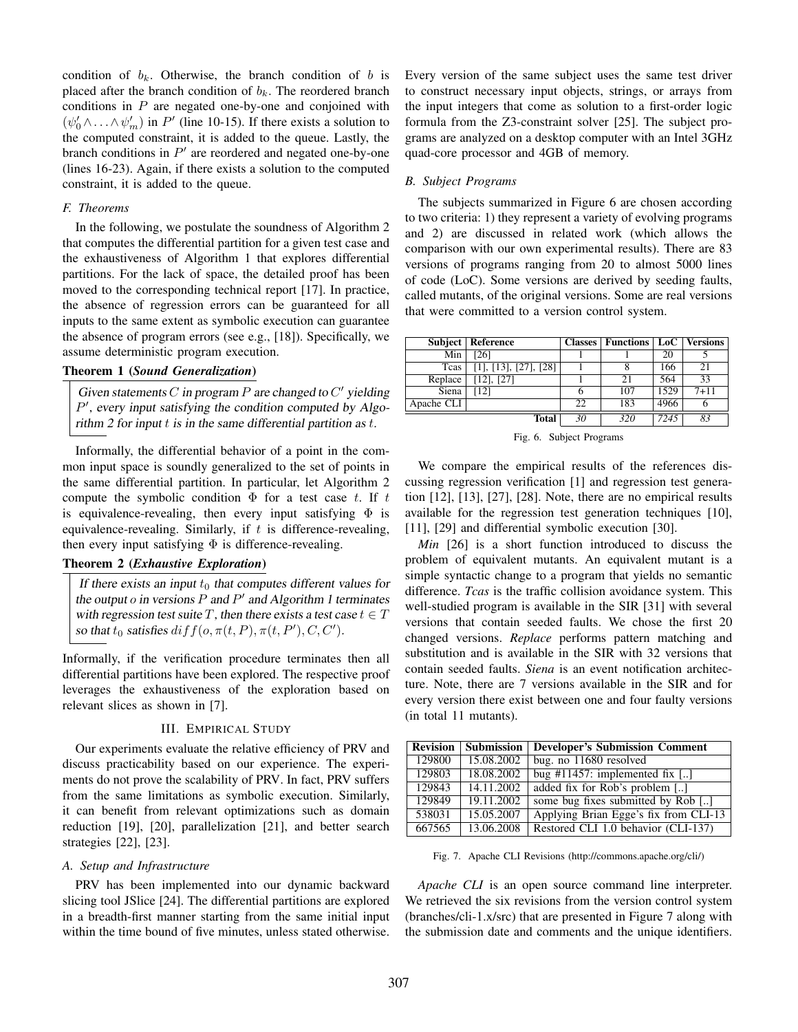condition of $b_k$. Otherwise, the branch condition of $b$ is placed after the branch condition of $b_k$. The reordered branch conditions in $P$ are negated one-by-one and conjoined with $(\psi'_0 \wedge \ldots \wedge \psi'_m)$ in $P'$ (line 10-15). If there exists a solution to the computed constraint, it is added to the queue. Lastly, the branch conditions in $P'$ are reordered and negated one-by-one (lines 16-23). Again, if there exists a solution to the computed constraint, it is added to the queue.

### F. Theorems

In the following, we postulate the soundness of Algorithm 2 that computes the differential partition for a given test case and the exhaustiveness of Algorithm 1 that explores differential partitions. For the lack of space, the detailed proof has been moved to the corresponding technical report [17]. In practice, the absence of regression errors can be guaranteed for all inputs to the same extent as symbolic execution can guarantee the absence of program errors (see e.g., [18]). Specifically, we assume deterministic program execution.

**Theorem 1 (*Sound Generalization*)**

> *Given statements $C$ in program $P$ are changed to $C'$ yielding $P'$, every input satisfying the condition computed by Algorithm 2 for input $t$ is in the same differential partition as $t$.*

Informally, the differential behavior of a point in the common input space is soundly generalized to the set of points in the same differential partition. In particular, let Algorithm 2 compute the symbolic condition $\Phi$ for a test case $t$. If $t$ is equivalence-revealing, then every input satisfying $\Phi$ is equivalence-revealing. Similarly, if $t$ is difference-revealing, then every input satisfying $\Phi$ is difference-revealing.

**Theorem 2 (*Exhaustive Exploration*)**

> *If there exists an input $t_0$ that computes different values for the output $o$ in versions $P$ and $P'$ and Algorithm 1 terminates with regression test suite $T$, then there exists a test case $t \in T$ so that $t_0$ satisfies $diff(o, \pi(t, P), \pi(t, P'), C, C')$.*

Informally, if the verification procedure terminates then all differential partitions have been explored. The respective proof leverages the exhaustiveness of the exploration based on relevant slices as shown in [7].

## III. Empirical Study

Our experiments evaluate the relative efficiency of PRV and discuss practicability based on our experience. The experiments do not prove the scalability of PRV. In fact, PRV suffers from the same limitations as symbolic execution. Similarly, it can benefit from relevant optimizations such as domain reduction [19], [20], parallelization [21], and better search strategies [22], [23].

### A. Setup and Infrastructure

PRV has been implemented into our dynamic backward slicing tool JSlice [24]. The differential partitions are explored in a breadth-first manner starting from the same initial input within the time bound of five minutes, unless stated otherwise. Every version of the same subject uses the same test driver to construct necessary input objects, strings, or arrays from the input integers that come as solution to a first-order logic formula from the Z3-constraint solver [25]. The subject programs are analyzed on a desktop computer with an Intel 3GHz quad-core processor and 4GB of memory.

### B. Subject Programs

The subjects summarized in Figure 6 are chosen according to two criteria: 1) they represent a variety of evolving programs and 2) are discussed in related work (which allows the comparison with our own experimental results). There are 83 versions of programs ranging from 20 to almost 5000 lines of code (LoC). Some versions are derived by seeding faults, called mutants, of the original versions. Some are real versions that were committed to a version control system.

| Subject | Reference | Classes | Functions | LoC | Versions |
|---|---|---|---|---|---|
| Min | [26] | 1 | 1 | 20 | 5 |
| Tcas | [1], [13], [27], [28] | 1 | 8 | 166 | 21 |
| Replace | [12], [27] | 1 | 21 | 564 | 33 |
| Siena | [12] | 6 | 107 | 1529 | 7+11 |
| Apache CLI | | 22 | 183 | 4966 | 6 |
| | **Total** | *30* | *320* | *7245* | *83* |

Fig. 6. Subject Programs

We compare the empirical results of the references discussing regression verification [1] and regression test generation [12], [13], [27], [28]. Note, there are no empirical results available for the regression test generation techniques [10], [11], [29] and differential symbolic execution [30].

*Min* [26] is a short function introduced to discuss the problem of equivalent mutants. An equivalent mutant is a simple syntactic change to a program that yields no semantic difference. *Tcas* is the traffic collision avoidance system. This well-studied program is available in the SIR [31] with several versions that contain seeded faults. We chose the first 20 changed versions. *Replace* performs pattern matching and substitution and is available in the SIR with 32 versions that contain seeded faults. *Siena* is an event notification architecture. Note, there are 7 versions available in the SIR and for every version there exist between one and four faulty versions (in total 11 mutants).

| Revision | Submission | Developer's Submission Comment |
|---|---|---|
| 129800 | 15.08.2002 | bug. no 11680 resolved |
| 129803 | 18.08.2002 | bug #11457: implemented fix [..] |
| 129843 | 14.11.2002 | added fix for Rob's problem [..] |
| 129849 | 19.11.2002 | some bug fixes submitted by Rob [..] |
| 538031 | 15.05.2007 | Applying Brian Egge's fix from CLI-13 |
| 667565 | 13.06.2008 | Restored CLI 1.0 behavior (CLI-137) |

Fig. 7. Apache CLI Revisions (http://commons.apache.org/cli/)

*Apache CLI* is an open source command line interpreter. We retrieved the six revisions from the version control system (branches/cli-1.x/src) that are presented in Figure 7 along with the submission date and comments and the unique identifiers.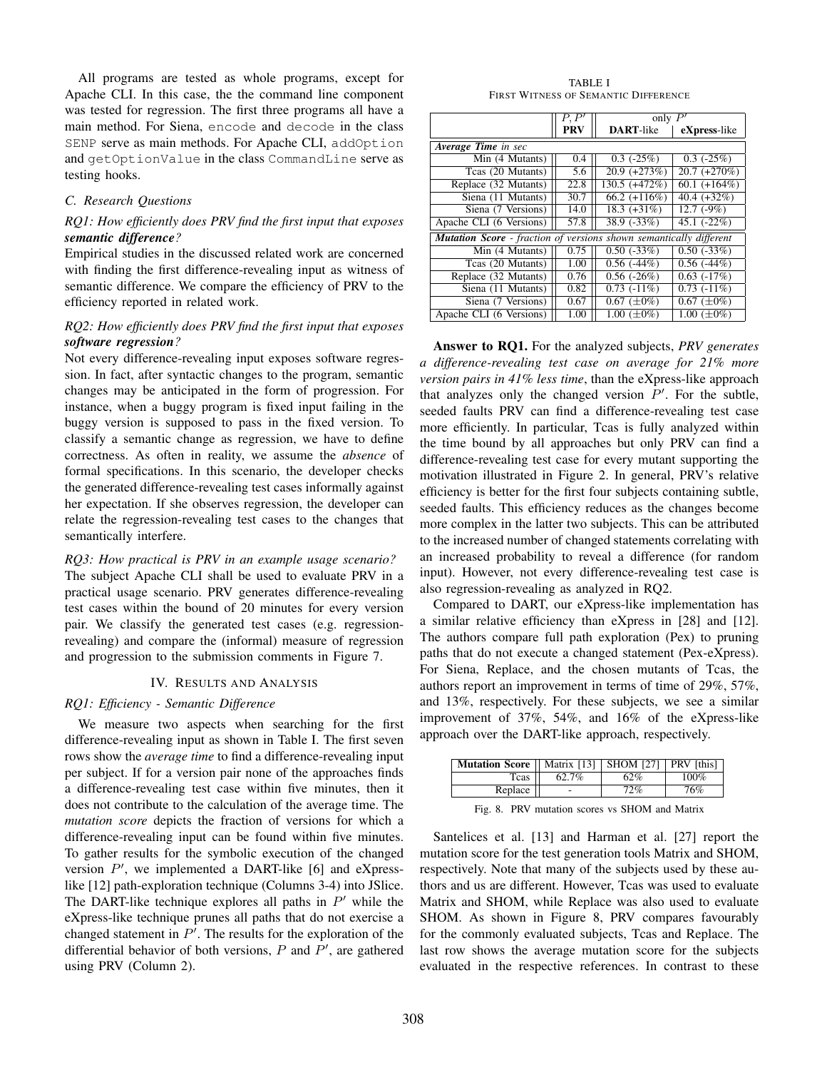All programs are tested as whole programs, except for Apache CLI. In this case, the the command line component was tested for regression. The first three programs all have a main method. For Siena, `encode` and `decode` in the class `SENP` serve as main methods. For Apache CLI, `addOption` and `getOptionValue` in the class `CommandLine` serve as testing hooks.

### C. Research Questions

*RQ1: How efficiently does PRV find the first input that exposes* ***semantic difference****?*
Empirical studies in the discussed related work are concerned with finding the first difference-revealing input as witness of semantic difference. We compare the efficiency of PRV to the efficiency reported in related work.

*RQ2: How efficiently does PRV find the first input that exposes* ***software regression****?*
Not every difference-revealing input exposes software regression. In fact, after syntactic changes to the program, semantic changes may be anticipated in the form of progression. For instance, when a buggy program is fixed input failing in the buggy version is supposed to pass in the fixed version. To classify a semantic change as regression, we have to define correctness. As often in reality, we assume the *absence* of formal specifications. In this scenario, the developer checks the generated difference-revealing test cases informally against her expectation. If she observes regression, the developer can relate the regression-revealing test cases to the changes that semantically interfere.

*RQ3: How practical is PRV in an example usage scenario?*
The subject Apache CLI shall be used to evaluate PRV in a practical usage scenario. PRV generates difference-revealing test cases within the bound of 20 minutes for every version pair. We classify the generated test cases (e.g. regression-revealing) and compare the (informal) measure of regression and progression to the submission comments in Figure 7.

## IV. Results and Analysis

### RQ1: Efficiency - Semantic Difference

We measure two aspects when searching for the first difference-revealing input as shown in Table I. The first seven rows show the *average time* to find a difference-revealing input per subject. If for a version pair none of the approaches finds a difference-revealing test case within five minutes, then it does not contribute to the calculation of the average time. The *mutation score* depicts the fraction of versions for which a difference-revealing input can be found within five minutes. To gather results for the symbolic execution of the changed version $P'$, we implemented a DART-like [6] and eXpress-like [12] path-exploration technique (Columns 3-4) into JSlice. The DART-like technique explores all paths in $P'$ while the eXpress-like technique prunes all paths that do not exercise a changed statement in $P'$. The results for the exploration of the differential behavior of both versions, $P$ and $P'$, are gathered using PRV (Column 2).

TABLE I
First Witness of Semantic Difference

| | $P, P'$ | only $P'$ | |
|---|---|---|---|
| | **PRV** | **DART**-like | **eXpress**-like |
| ***Average Time*** *in sec* | | | |
| Min (4 Mutants) | 0.4 | 0.3 (-25%) | 0.3 (-25%) |
| Tcas (20 Mutants) | 5.6 | 20.9 (+273%) | 20.7 (+270%) |
| Replace (32 Mutants) | 22.8 | 130.5 (+472%) | 60.1 (+164%) |
| Siena (11 Mutants) | 30.7 | 66.2 (+116%) | 40.4 (+32%) |
| Siena (7 Versions) | 14.0 | 18.3 (+31%) | 12.7 (-9%) |
| Apache CLI (6 Versions) | 57.8 | 38.9 (-33%) | 45.1 (-22%) |
| ***Mutation Score*** *- fraction of versions shown semantically different* | | | |
| Min (4 Mutants) | 0.75 | 0.50 (-33%) | 0.50 (-33%) |
| Tcas (20 Mutants) | 1.00 | 0.56 (-44%) | 0.56 (-44%) |
| Replace (32 Mutants) | 0.76 | 0.56 (-26%) | 0.63 (-17%) |
| Siena (11 Mutants) | 0.82 | 0.73 (-11%) | 0.73 (-11%) |
| Siena (7 Versions) | 0.67 | 0.67 (±0%) | 0.67 (±0%) |
| Apache CLI (6 Versions) | 1.00 | 1.00 (±0%) | 1.00 (±0%) |

**Answer to RQ1.** For the analyzed subjects, *PRV generates a difference-revealing test case on average for 21% more version pairs in 41% less time*, than the eXpress-like approach that analyzes only the changed version $P'$. For the subtle, seeded faults PRV can find a difference-revealing test case more efficiently. In particular, Tcas is fully analyzed within the time bound by all approaches but only PRV can find a difference-revealing test case for every mutant supporting the motivation illustrated in Figure 2. In general, PRV's relative efficiency is better for the first four subjects containing subtle, seeded faults. This efficiency reduces as the changes become more complex in the latter two subjects. This can be attributed to the increased number of changed statements correlating with an increased probability to reveal a difference (for random input). However, not every difference-revealing test case is also regression-revealing as analyzed in RQ2.

Compared to DART, our eXpress-like implementation has a similar relative efficiency than eXpress in [28] and [12]. The authors compare full path exploration (Pex) to pruning paths that do not execute a changed statement (Pex-eXpress). For Siena, Replace, and the chosen mutants of Tcas, the authors report an improvement in terms of time of 29%, 57%, and 13%, respectively. For these subjects, we see a similar improvement of 37%, 54%, and 16% of the eXpress-like approach over the DART-like approach, respectively.

| **Mutation Score** | Matrix [13] | SHOM [27] | PRV [this] |
|---|---|---|---|
| Tcas | 62.7% | 62% | 100% |
| Replace | - | 72% | 76% |

Fig. 8. PRV mutation scores vs SHOM and Matrix

Santelices et al. [13] and Harman et al. [27] report the mutation score for the test generation tools Matrix and SHOM, respectively. Note that many of the subjects used by these authors and us are different. However, Tcas was used to evaluate Matrix and SHOM, while Replace was also used to evaluate SHOM. As shown in Figure 8, PRV compares favourably for the commonly evaluated subjects, Tcas and Replace. The last row shows the average mutation score for the subjects evaluated in the respective references. In contrast to these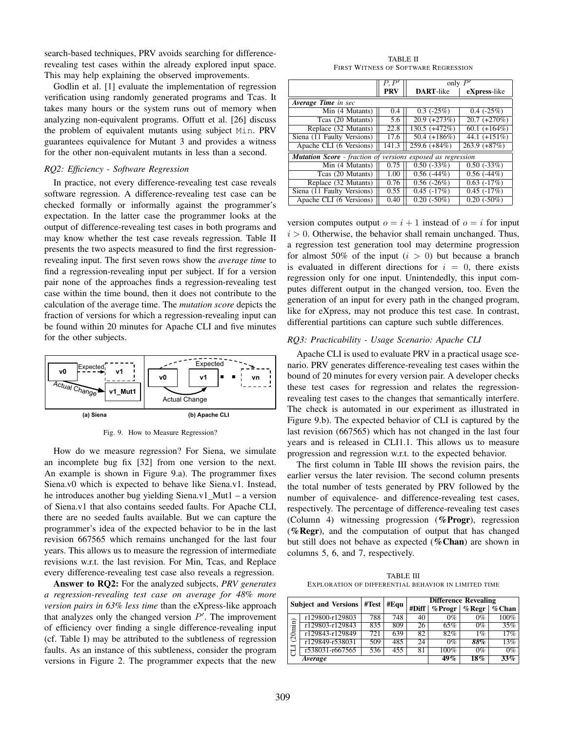search-based techniques, PRV avoids searching for difference-revealing test cases within the already explored input space. This may help explaining the observed improvements.

Godlin et al. [1] evaluate the implementation of regression verification using randomly generated programs and Tcas. It takes many hours or the system runs out of memory when analyzing non-equivalent programs. Offutt et al. [26] discuss the problem of equivalent mutants using subject `Min`. PRV guarantees equivalence for Mutant 3 and provides a witness for the other non-equivalent mutants in less than a second.

### *RQ2: Efficiency - Software Regression*

In practice, not every difference-revealing test case reveals software regression. A difference-revealing test case can be checked formally or informally against the programmer's expectation. In the latter case the programmer looks at the output of difference-revealing test cases in both programs and may know whether the test case reveals regression. Table II presents the two aspects measured to find the first regression-revealing input. The first seven rows show the *average time* to find a regression-revealing input per subject. If for a version pair none of the approaches finds a regression-revealing test case within the time bound, then it does not contribute to the calculation of the average time. The *mutation score* depicts the fraction of versions for which a regression-revealing input can be found within 20 minutes for Apache CLI and five minutes for the other subjects.

Fig. 9. How to Measure Regression?

How do we measure regression? For Siena, we simulate an incomplete bug fix [32] from one version to the next. An example is shown in Figure 9.a). The programmer fixes Siena.v0 which is expected to behave like Siena.v1. Instead, he introduces another bug yielding Siena.v1_Mut1 – a version of Siena.v1 that also contains seeded faults. For Apache CLI, there are no seeded faults available. But we can capture the programmer's idea of the expected behavior to be in the last revision 667565 which remains unchanged for the last four years. This allows us to measure the regression of intermediate revisions w.r.t. the last revision. For Min, Tcas, and Replace every difference-revealing test case also reveals a regression.

**Answer to RQ2:** For the analyzed subjects, *PRV generates a regression-revealing test case on average for 48% more version pairs in 63% less time* than the eXpress-like approach that analyzes only the changed version $P'$. The improvement of efficiency over finding a single difference-revealing input (cf. Table I) may be attributed to the subtleness of regression faults. As an instance of this subtleness, consider the program versions in Figure 2. The programmer expects that the new version computes output $o = i + 1$ instead of $o = i$ for input $i > 0$. Otherwise, the behavior shall remain unchanged. Thus, a regression test generation tool may determine progression for almost 50% of the input ($i > 0$) but because a branch is evaluated in different directions for $i = 0$, there exists regression only for one input. Unintendedly, this input computes different output in the changed version, too. Even the generation of an input for every path in the changed program, like for eXpress, may not produce this test case. In contrast, differential partitions can capture such subtle differences.

TABLE II
FIRST WITNESS OF SOFTWARE REGRESSION

| | $P, P'$ | only $P'$ | |
|---|---|---|---|
| | **PRV** | **DART**-like | **eXpress**-like |
| ***Average Time*** *in sec* | | | |
| Min (4 Mutants) | 0.4 | 0.3 (-25%) | 0.4 (-25%) |
| Tcas (20 Mutants) | 5.6 | 20.9 (+273%) | 20.7 (+270%) |
| Replace (32 Mutants) | 22.8 | 130.5 (+472%) | 60.1 (+164%) |
| Siena (11 Faulty Versions) | 17.6 | 50.4 (+186%) | 44.1 (+151%) |
| Apache CLI (6 Versions) | 141.3 | 259.6 (+84%) | 263.9 (+87%) |
| ***Mutation Score*** *- fraction of versions exposed as regression* | | | |
| Min (4 Mutants) | 0.75 | 0.50 (-33%) | 0.50 (-33%) |
| Tcas (20 Mutants) | 1.00 | 0.56 (-44%) | 0.56 (-44%) |
| Replace (32 Mutants) | 0.76 | 0.56 (-26%) | 0.63 (-17%) |
| Siena (11 Faulty Versions) | 0.55 | 0.45 (-17%) | 0.45 (-17%) |
| Apache CLI (6 Versions) | 0.40 | 0.20 (-50%) | 0.20 (-50%) |

### *RQ3: Practicability - Usage Scenario: Apache CLI*

Apache CLI is used to evaluate PRV in a practical usage scenario. PRV generates difference-revealing test cases within the bound of 20 minutes for every version pair. A developer checks these test cases for regression and relates the regression-revealing test cases to the changes that semantically interfere. The check is automated in our experiment as illustrated in Figure 9.b). The expected behavior of CLI is captured by the last revision (667565) which has not changed in the last four years and is released in CLI1.1. This allows us to measure progression and regression w.r.t. to the expected behavior.

The first column in Table III shows the revision pairs, the earlier versus the later revision. The second column presents the total number of tests generated by PRV followed by the number of equivalence- and difference-revealing test cases, respectively. The percentage of difference-revealing test cases (Column 4) witnessing progression (**%Progr**), regression (**%Regr**), and the computation of output that has changed but still does not behave as expected (**%Chan**) are shown in columns 5, 6, and 7, respectively.

TABLE III
EXPLORATION OF DIFFERENTIAL BEHAVIOR IN LIMITED TIME

| Subject and Versions | | #Test | #Equ | Difference Revealing | | | |
|---|---|---|---|---|---|---|---|
| | | | | #Diff | %Progr | %Regr | %Chan |
| CLI (20min) | r129800-r129803 | 788 | 748 | 40 | 0% | 0% | 100% |
| | r129803-r129843 | 835 | 809 | 26 | 65% | 0% | 35% |
| | r129843-r129849 | 721 | 639 | 82 | 82% | 1% | 17% |
| | r129849-r538031 | 509 | 485 | 24 | 0% | ***88%*** | 13% |
| | r538031-r667565 | 536 | 455 | 81 | 100% | 0% | 0% |
| | ***Average*** | | | | **49%** | **18%** | **33%** |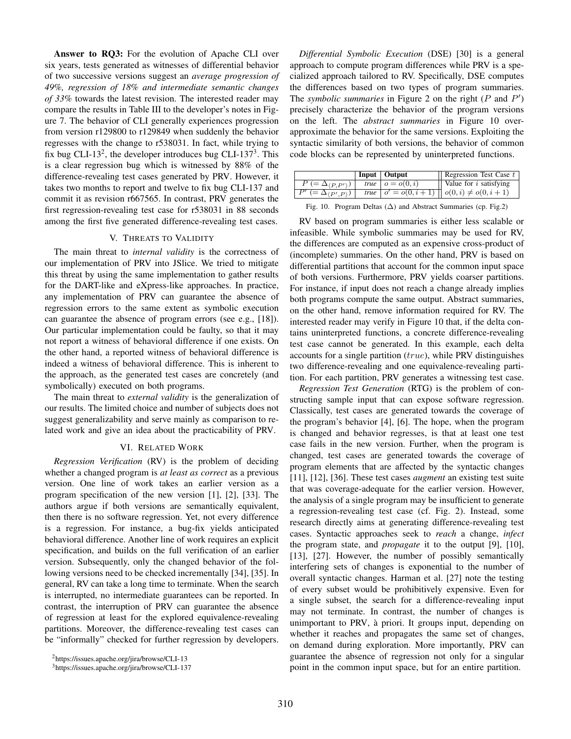**Answer to RQ3:** For the evolution of Apache CLI over six years, tests generated as witnesses of differential behavior of two successive versions suggest an *average progression of 49%, regression of 18% and intermediate semantic changes of 33%* towards the latest revision. The interested reader may compare the results in Table III to the developer's notes in Figure 7. The behavior of CLI generally experiences progression from version r129800 to r129849 when suddenly the behavior regresses with the change to r538031. In fact, while trying to fix bug CLI-13[2], the developer introduces bug CLI-137[3]. This is a clear regression bug which is witnessed by 88% of the difference-revealing test cases generated by PRV. However, it takes two months to report and twelve to fix bug CLI-137 and commit it as revision r667565. In contrast, PRV generates the first regression-revealing test case for r538031 in 88 seconds among the first five generated difference-revealing test cases.

## V. Threats to Validity

The main threat to *internal validity* is the correctness of our implementation of PRV into JSlice. We tried to mitigate this threat by using the same implementation to gather results for the DART-like and eXpress-like approaches. In practice, any implementation of PRV can guarantee the absence of regression errors to the same extent as symbolic execution can guarantee the absence of program errors (see e.g., [18]). Our particular implementation could be faulty, so that it may not report a witness of behavioral difference if one exists. On the other hand, a reported witness of behavioral difference is indeed a witness of behavioral difference. This is inherent to the approach, as the generated test cases are concretely (and symbolically) executed on both programs.

The main threat to *external validity* is the generalization of our results. The limited choice and number of subjects does not suggest generalizability and serve mainly as comparison to related work and give an idea about the practicability of PRV.

## VI. Related Work

*Regression Verification* (RV) is the problem of deciding whether a changed program is *at least as correct* as a previous version. One line of work takes an earlier version as a program specification of the new version [1], [2], [33]. The authors argue if both versions are semantically equivalent, then there is no software regression. Yet, not every difference is a regression. For instance, a bug-fix yields anticipated behavioral difference. Another line of work requires an explicit specification, and builds on the full verification of an earlier version. Subsequently, only the changed behavior of the following versions need to be checked incrementally [34], [35]. In general, RV can take a long time to terminate. When the search is interrupted, no intermediate guarantees can be reported. In contrast, the interruption of PRV can guarantee the absence of regression at least for the explored equivalence-revealing partitions. Moreover, the difference-revealing test cases can be "informally" checked for further regression by developers.

[2]https://issues.apache.org/jira/browse/CLI-13

[3]https://issues.apache.org/jira/browse/CLI-137

*Differential Symbolic Execution* (DSE) [30] is a general approach to compute program differences while PRV is a specialized approach tailored to RV. Specifically, DSE computes the differences based on two types of program summaries. The *symbolic summaries* in Figure 2 on the right ($P$ and $P'$) precisely characterize the behavior of the program versions on the left. The *abstract summaries* in Figure 10 over-approximate the behavior for the same versions. Exploiting the syntactic similarity of both versions, the behavior of common code blocks can be represented by uninterpreted functions.

| | Input | Output | Regression Test Case $t$ |
|---|---|---|---|
| $P\ (=\Delta_{\langle P,P' \rangle})$ | *true* | $o = o(0, i)$ | Value for $i$ satisfying |
| $P'\ (=\Delta_{\langle P',P \rangle})$ | *true* | $o' = o(0, i+1)$ | $o(0, i) \neq o(0, i+1)$ |

Fig. 10. Program Deltas ($\Delta$) and Abstract Summaries (cp. Fig.2)

RV based on program summaries is either less scalable or infeasible. While symbolic summaries may be used for RV, the differences are computed as an expensive cross-product of (incomplete) summaries. On the other hand, PRV is based on differential partitions that account for the common input space of both versions. Furthermore, PRV yields coarser partitions. For instance, if input does not reach a change already implies both programs compute the same output. Abstract summaries, on the other hand, remove information required for RV. The interested reader may verify in Figure 10 that, if the delta contains uninterpreted functions, a concrete difference-revealing test case cannot be generated. In this example, each delta accounts for a single partition ($true$), while PRV distinguishes two difference-revealing and one equivalence-revealing partition. For each partition, PRV generates a witnessing test case.

*Regression Test Generation* (RTG) is the problem of constructing sample input that can expose software regression. Classically, test cases are generated towards the coverage of the program's behavior [4], [6]. The hope, when the program is changed and behavior regresses, is that at least one test case fails in the new version. Further, when the program is changed, test cases are generated towards the coverage of program elements that are affected by the syntactic changes [11], [12], [36]. These test cases *augment* an existing test suite that was coverage-adequate for the earlier version. However, the analysis of a single program may be insufficient to generate a regression-revealing test case (cf. Fig. 2). Instead, some research directly aims at generating difference-revealing test cases. Syntactic approaches seek to *reach* a change, *infect* the program state, and *propagate* it to the output [9], [10], [13], [27]. However, the number of possibly semantically interfering sets of changes is exponential to the number of overall syntactic changes. Harman et al. [27] note the testing of every subset would be prohibitively expensive. Even for a single subset, the search for a difference-revealing input may not terminate. In contrast, the number of changes is unimportant to PRV, à priori. It groups input, depending on whether it reaches and propagates the same set of changes, on demand during exploration. More importantly, PRV can guarantee the absence of regression not only for a singular point in the common input space, but for an entire partition.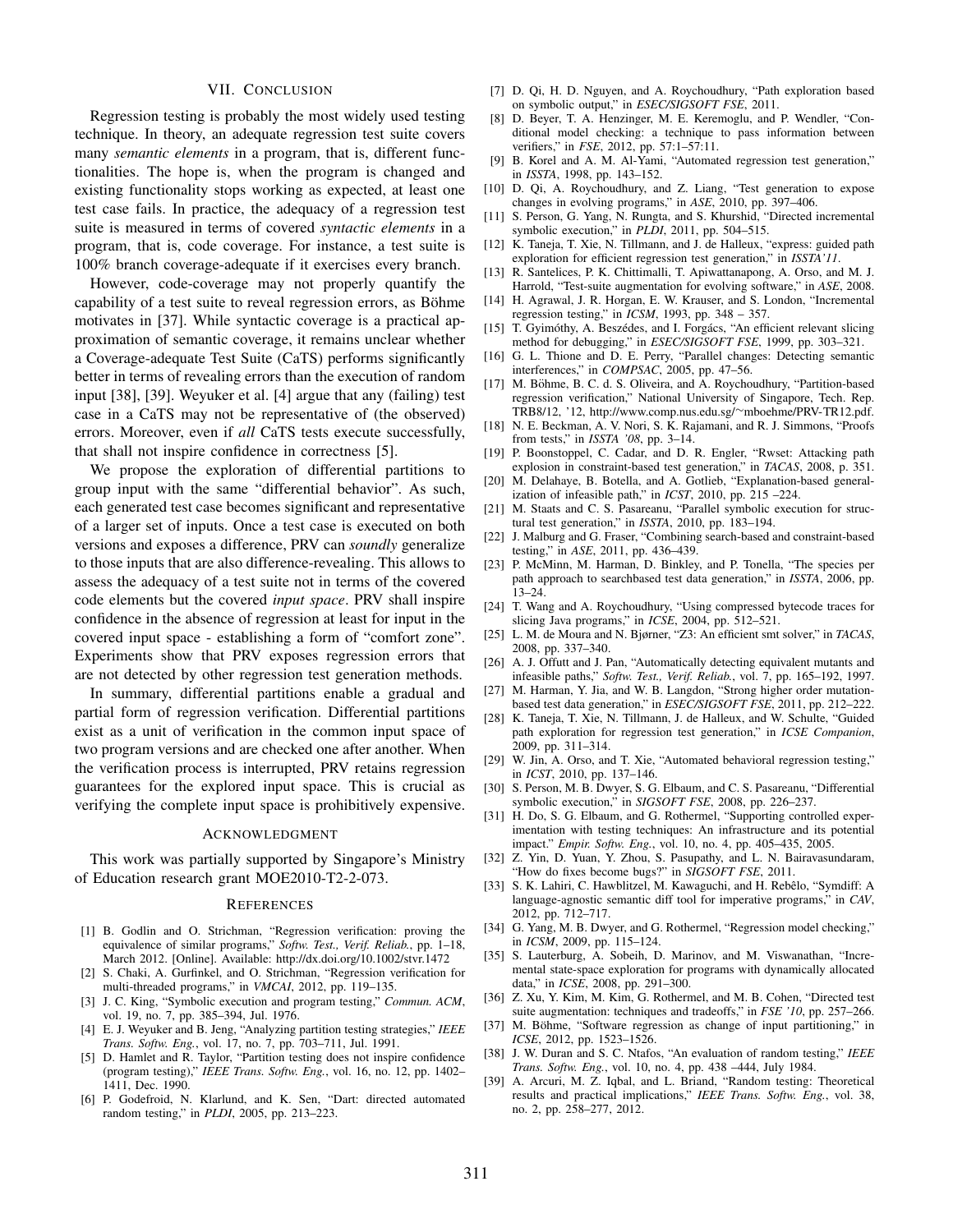## VII. Conclusion

Regression testing is probably the most widely used testing technique. In theory, an adequate regression test suite covers many *semantic elements* in a program, that is, different functionalities. The hope is, when the program is changed and existing functionality stops working as expected, at least one test case fails. In practice, the adequacy of a regression test suite is measured in terms of covered *syntactic elements* in a program, that is, code coverage. For instance, a test suite is 100% branch coverage-adequate if it exercises every branch.

However, code-coverage may not properly quantify the capability of a test suite to reveal regression errors, as Böhme motivates in [37]. While syntactic coverage is a practical approximation of semantic coverage, it remains unclear whether a Coverage-adequate Test Suite (CaTS) performs significantly better in terms of revealing errors than the execution of random input [38], [39]. Weyuker et al. [4] argue that any (failing) test case in a CaTS may not be representative of (the observed) errors. Moreover, even if *all* CaTS tests execute successfully, that shall not inspire confidence in correctness [5].

We propose the exploration of differential partitions to group input with the same "differential behavior". As such, each generated test case becomes significant and representative of a larger set of inputs. Once a test case is executed on both versions and exposes a difference, PRV can *soundly* generalize to those inputs that are also difference-revealing. This allows to assess the adequacy of a test suite not in terms of the covered code elements but the covered *input space*. PRV shall inspire confidence in the absence of regression at least for input in the covered input space - establishing a form of "comfort zone". Experiments show that PRV exposes regression errors that are not detected by other regression test generation methods.

In summary, differential partitions enable a gradual and partial form of regression verification. Differential partitions exist as a unit of verification in the common input space of two program versions and are checked one after another. When the verification process is interrupted, PRV retains regression guarantees for the explored input space. This is crucial as verifying the complete input space is prohibitively expensive.

## Acknowledgment

This work was partially supported by Singapore's Ministry of Education research grant MOE2010-T2-2-073.

## References

[1] B. Godlin and O. Strichman, "Regression verification: proving the equivalence of similar programs," *Softw. Test., Verif. Reliab.*, pp. 1–18, March 2012. [Online]. Available: http://dx.doi.org/10.1002/stvr.1472

[2] S. Chaki, A. Gurfinkel, and O. Strichman, "Regression verification for multi-threaded programs," in *VMCAI*, 2012, pp. 119–135.

[3] J. C. King, "Symbolic execution and program testing," *Commun. ACM*, vol. 19, no. 7, pp. 385–394, Jul. 1976.

[4] E. J. Weyuker and B. Jeng, "Analyzing partition testing strategies," *IEEE Trans. Softw. Eng.*, vol. 17, no. 7, pp. 703–711, Jul. 1991.

[5] D. Hamlet and R. Taylor, "Partition testing does not inspire confidence (program testing)," *IEEE Trans. Softw. Eng.*, vol. 16, no. 12, pp. 1402–1411, Dec. 1990.

[6] P. Godefroid, N. Klarlund, and K. Sen, "Dart: directed automated random testing," in *PLDI*, 2005, pp. 213–223.

[7] D. Qi, H. D. Nguyen, and A. Roychoudhury, "Path exploration based on symbolic output," in *ESEC/SIGSOFT FSE*, 2011.

[8] D. Beyer, T. A. Henzinger, M. E. Keremoglu, and P. Wendler, "Conditional model checking: a technique to pass information between verifiers," in *FSE*, 2012, pp. 57:1–57:11.

[9] B. Korel and A. M. Al-Yami, "Automated regression test generation," in *ISSTA*, 1998, pp. 143–152.

[10] D. Qi, A. Roychoudhury, and Z. Liang, "Test generation to expose changes in evolving programs," in *ASE*, 2010, pp. 397–406.

[11] S. Person, G. Yang, N. Rungta, and S. Khurshid, "Directed incremental symbolic execution," in *PLDI*, 2011, pp. 504–515.

[12] K. Taneja, T. Xie, N. Tillmann, and J. de Halleux, "express: guided path exploration for efficient regression test generation," in *ISSTA'11*.

[13] R. Santelices, P. K. Chittimalli, T. Apiwattanapong, A. Orso, and M. J. Harrold, "Test-suite augmentation for evolving software," in *ASE*, 2008.

[14] H. Agrawal, J. R. Horgan, E. W. Krauser, and S. London, "Incremental regression testing," in *ICSM*, 1993, pp. 348 – 357.

[15] T. Gyimóthy, A. Beszédes, and I. Forgács, "An efficient relevant slicing method for debugging," in *ESEC/SIGSOFT FSE*, 1999, pp. 303–321.

[16] G. L. Thione and D. E. Perry, "Parallel changes: Detecting semantic interferences," in *COMPSAC*, 2005, pp. 47–56.

[17] M. Böhme, B. C. d. S. Oliveira, and A. Roychoudhury, "Partition-based regression verification," National University of Singapore, Tech. Rep. TRB8/12, '12, http://www.comp.nus.edu.sg/~mboehme/PRV-TR12.pdf.

[18] N. E. Beckman, A. V. Nori, S. K. Rajamani, and R. J. Simmons, "Proofs from tests," in *ISSTA '08*, pp. 3–14.

[19] P. Boonstoppel, C. Cadar, and D. R. Engler, "Rwset: Attacking path explosion in constraint-based test generation," in *TACAS*, 2008, p. 351.

[20] M. Delahaye, B. Botella, and A. Gotlieb, "Explanation-based generalization of infeasible path," in *ICST*, 2010, pp. 215 –224.

[21] M. Staats and C. S. Pasareanu, "Parallel symbolic execution for structural test generation," in *ISSTA*, 2010, pp. 183–194.

[22] J. Malburg and G. Fraser, "Combining search-based and constraint-based testing," in *ASE*, 2011, pp. 436–439.

[23] P. McMinn, M. Harman, D. Binkley, and P. Tonella, "The species per path approach to searchbased test data generation," in *ISSTA*, 2006, pp. 13–24.

[24] T. Wang and A. Roychoudhury, "Using compressed bytecode traces for slicing Java programs," in *ICSE*, 2004, pp. 512–521.

[25] L. de Moura and N. Bjørner, "Z3: An efficient smt solver," in *TACAS*, 2008, pp. 337–340.

[26] A. J. Offutt and J. Pan, "Automatically detecting equivalent mutants and infeasible paths," *Softw. Test., Verif. Reliab.*, vol. 7, pp. 165–192, 1997.

[27] M. Harman, Y. Jia, and W. B. Langdon, "Strong higher order mutation-based test data generation," in *ESEC/SIGSOFT FSE*, 2011, pp. 212–222.

[28] K. Taneja, T. Xie, N. Tillmann, J. de Halleux, and W. Schulte, "Guided path exploration for regression test generation," in *ICSE Companion*, 2009, pp. 311–314.

[29] W. Jin, A. Orso, and T. Xie, "Automated behavioral regression testing," in *ICST*, 2010, pp. 137–146.

[30] S. Person, M. B. Dwyer, S. G. Elbaum, and C. S. Pasareanu, "Differential symbolic execution," in *SIGSOFT FSE*, 2008, pp. 226–237.

[31] H. Do, S. G. Elbaum, and G. Rothermel, "Supporting controlled experimentation with testing techniques: An infrastructure and its potential impact." *Empir. Softw. Eng.*, vol. 10, no. 4, pp. 405–435, 2005.

[32] Z. Yin, D. Yuan, Y. Zhou, S. Pasupathy, and L. N. Bairavasundaram, "How do fixes become bugs?" in *SIGSOFT FSE*, 2011.

[33] S. K. Lahiri, C. Hawblitzel, M. Kawaguchi, and H. Rebêlo, "Symdiff: A language-agnostic semantic diff tool for imperative programs," in *CAV*, 2012, pp. 712–717.

[34] G. Yang, M. B. Dwyer, and G. Rothermel, "Regression model checking," in *ICSM*, 2009, pp. 115–124.

[35] S. Lauterburg, A. Sobeih, D. Marinov, and M. Viswanathan, "Incremental state-space exploration for programs with dynamically allocated data," in *ICSE*, 2008, pp. 291–300.

[36] Z. Xu, Y. Kim, M. Kim, G. Rothermel, and M. B. Cohen, "Directed test suite augmentation: techniques and tradeoffs," in *FSE '10*, pp. 257–266.

[37] M. Böhme, "Software regression as change of input partitioning," in *ICSE*, 2012, pp. 1523–1526.

[38] J. W. Duran and S. C. Ntafos, "An evaluation of random testing," *IEEE Trans. Softw. Eng.*, vol. 10, no. 4, pp. 438 –444, July 1984.

[39] A. Arcuri, M. Z. Iqbal, and L. Briand, "Random testing: Theoretical results and practical implications," *IEEE Trans. Softw. Eng.*, vol. 38, no. 2, pp. 258–277, 2012.